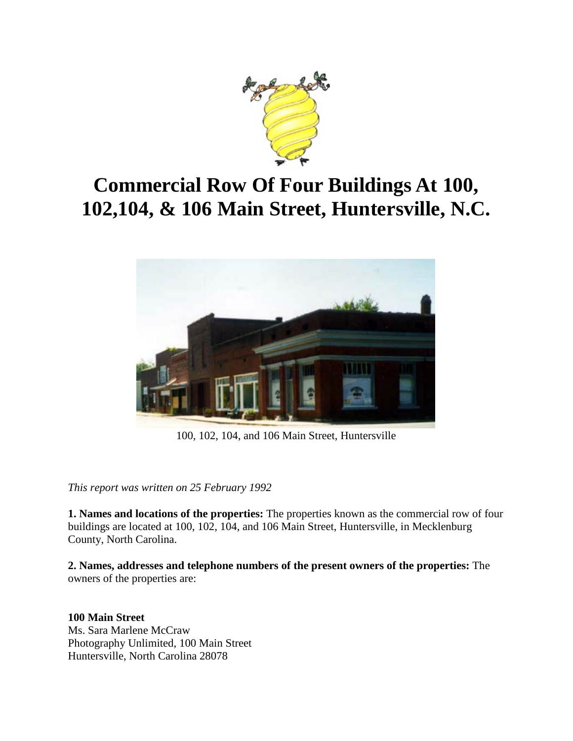# Commercial Row Of Four Buildings At 100, 102,104, & 106 Main Street, Huntersville, N.C.

100, 102, 104, and 106 Main Street, Huntersville

*This report was written on 25 February 1992*

**1. Names and locations of the properties:** The properties known as the commercial row of four buildings are located at 100, 102, 104, and 106 Main Street, Huntersville, in Mecklenburg County, North Carolina.

**2. Names, addresses and telephone numbers of the present owners of the properties:** The owners of the properties are:

**100 Main Street**
Ms. Sara Marlene McCraw
Photography Unlimited, 100 Main Street
Huntersville, North Carolina 28078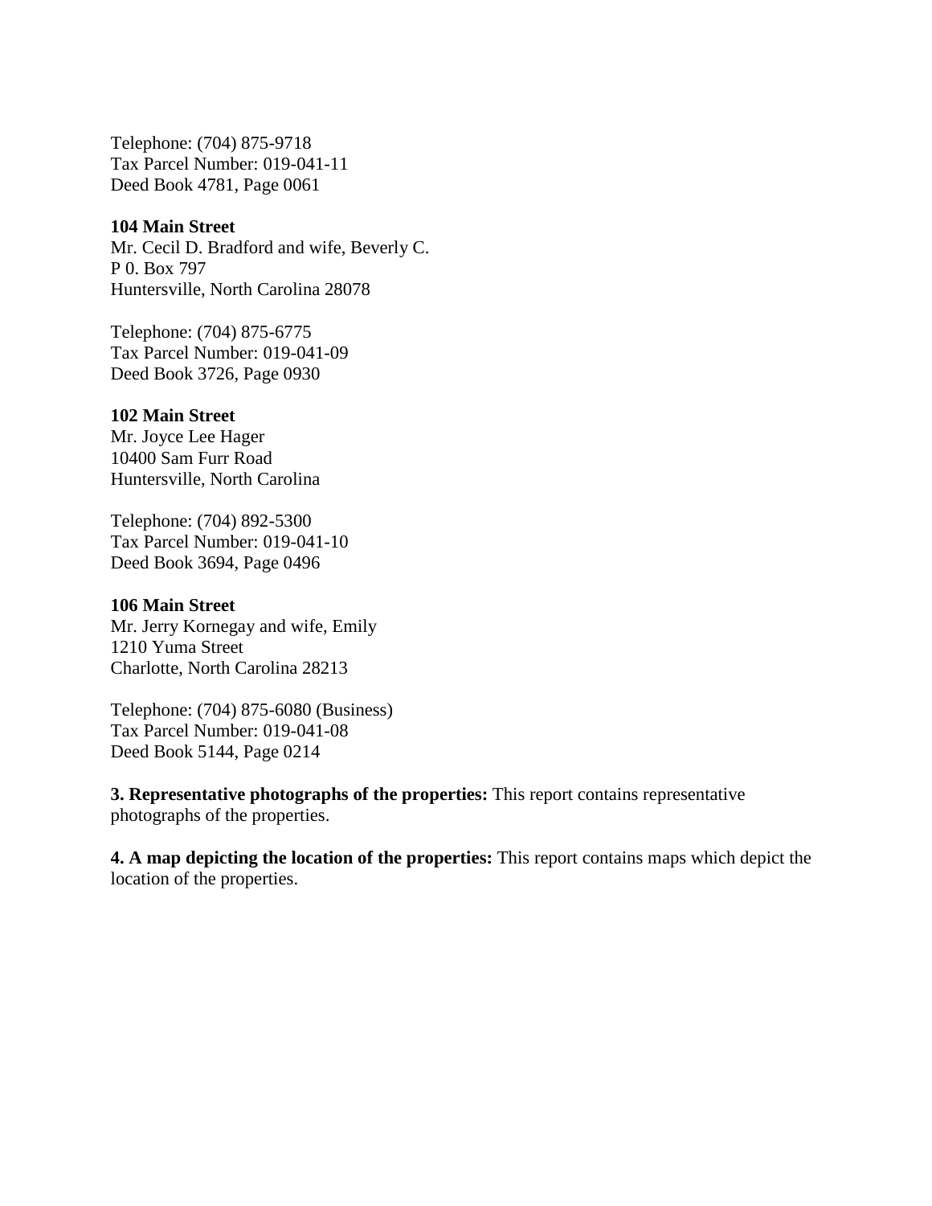Telephone: (704) 875-9718
Tax Parcel Number: 019-041-11
Deed Book 4781, Page 0061

**104 Main Street**
Mr. Cecil D. Bradford and wife, Beverly C.
P 0. Box 797
Huntersville, North Carolina 28078

Telephone: (704) 875-6775
Tax Parcel Number: 019-041-09
Deed Book 3726, Page 0930

**102 Main Street**
Mr. Joyce Lee Hager
10400 Sam Furr Road
Huntersville, North Carolina

Telephone: (704) 892-5300
Tax Parcel Number: 019-041-10
Deed Book 3694, Page 0496

**106 Main Street**
Mr. Jerry Kornegay and wife, Emily
1210 Yuma Street
Charlotte, North Carolina 28213

Telephone: (704) 875-6080 (Business)
Tax Parcel Number: 019-041-08
Deed Book 5144, Page 0214

**3. Representative photographs of the properties:** This report contains representative photographs of the properties.

**4. A map depicting the location of the properties:** This report contains maps which depict the location of the properties.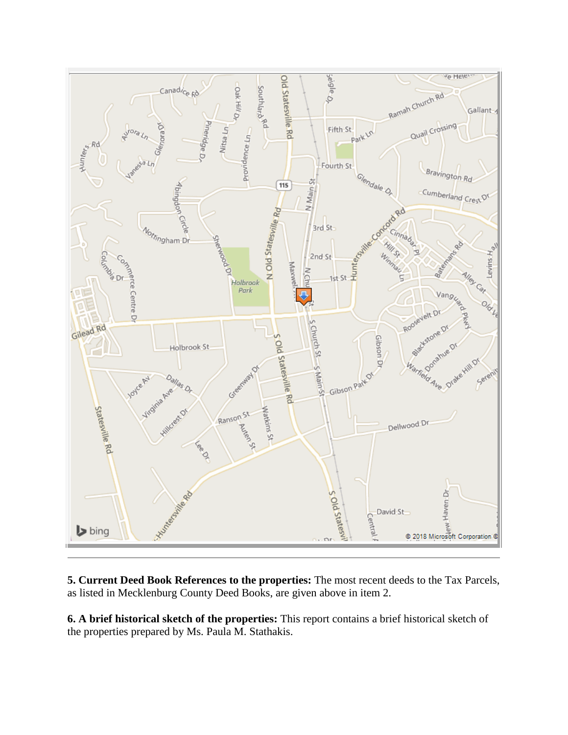**5. Current Deed Book References to the properties:** The most recent deeds to the Tax Parcels, as listed in Mecklenburg County Deed Books, are given above in item 2.

**6. A brief historical sketch of the properties:** This report contains a brief historical sketch of the properties prepared by Ms. Paula M. Stathakis.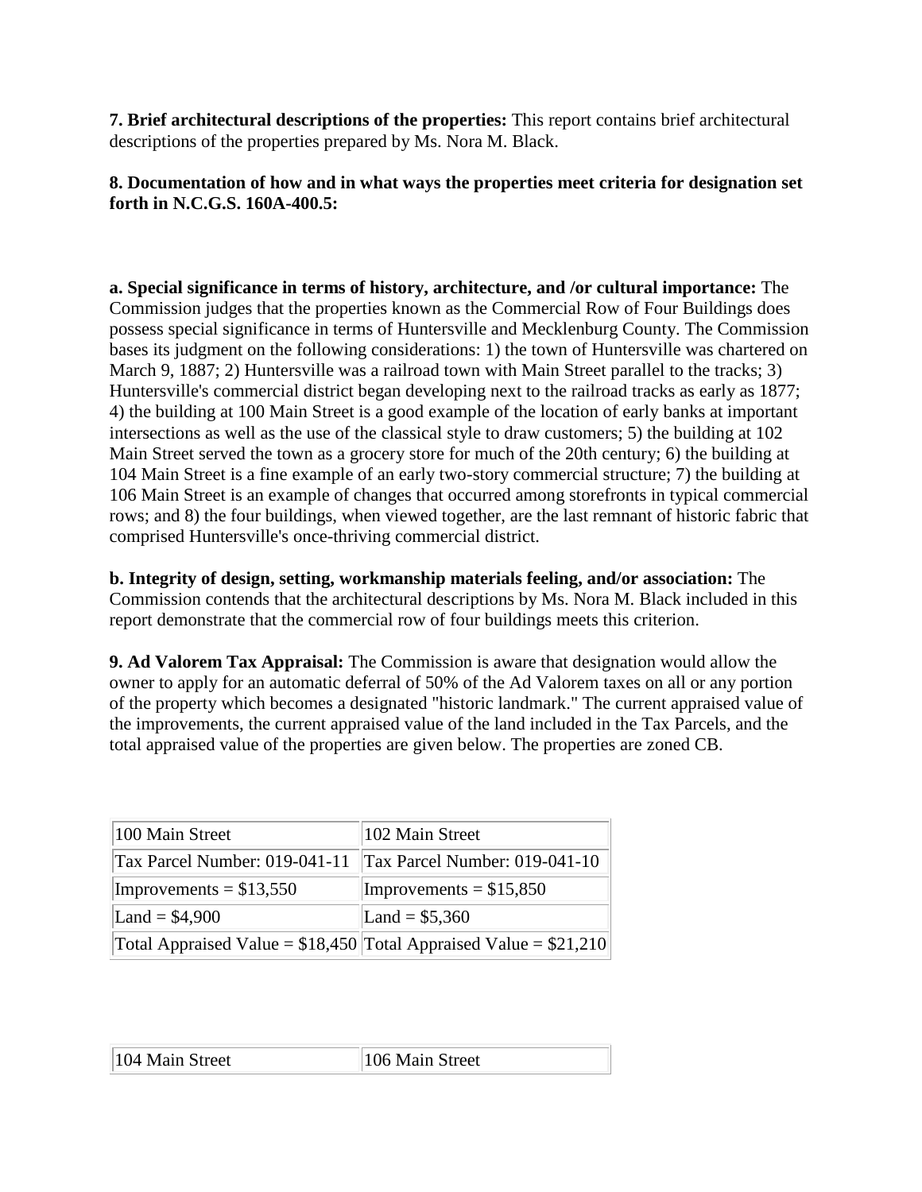**7. Brief architectural descriptions of the properties:** This report contains brief architectural descriptions of the properties prepared by Ms. Nora M. Black.

**8. Documentation of how and in what ways the properties meet criteria for designation set forth in N.C.G.S. 160A-400.5:**

**a. Special significance in terms of history, architecture, and /or cultural importance:** The Commission judges that the properties known as the Commercial Row of Four Buildings does possess special significance in terms of Huntersville and Mecklenburg County. The Commission bases its judgment on the following considerations: 1) the town of Huntersville was chartered on March 9, 1887; 2) Huntersville was a railroad town with Main Street parallel to the tracks; 3) Huntersville's commercial district began developing next to the railroad tracks as early as 1877; 4) the building at 100 Main Street is a good example of the location of early banks at important intersections as well as the use of the classical style to draw customers; 5) the building at 102 Main Street served the town as a grocery store for much of the 20th century; 6) the building at 104 Main Street is a fine example of an early two-story commercial structure; 7) the building at 106 Main Street is an example of changes that occurred among storefronts in typical commercial rows; and 8) the four buildings, when viewed together, are the last remnant of historic fabric that comprised Huntersville's once-thriving commercial district.

**b. Integrity of design, setting, workmanship materials feeling, and/or association:** The Commission contends that the architectural descriptions by Ms. Nora M. Black included in this report demonstrate that the commercial row of four buildings meets this criterion.

**9. Ad Valorem Tax Appraisal:** The Commission is aware that designation would allow the owner to apply for an automatic deferral of 50% of the Ad Valorem taxes on all or any portion of the property which becomes a designated "historic landmark." The current appraised value of the improvements, the current appraised value of the land included in the Tax Parcels, and the total appraised value of the properties are given below. The properties are zoned CB.

| 100 Main Street | 102 Main Street |
|---|---|
| Tax Parcel Number: 019-041-11 | Tax Parcel Number: 019-041-10 |
| Improvements = $13,550 | Improvements = $15,850 |
| Land = $4,900 | Land = $5,360 |
| Total Appraised Value = $18,450 | Total Appraised Value = $21,210 |

| 104 Main Street | 106 Main Street |
|---|---|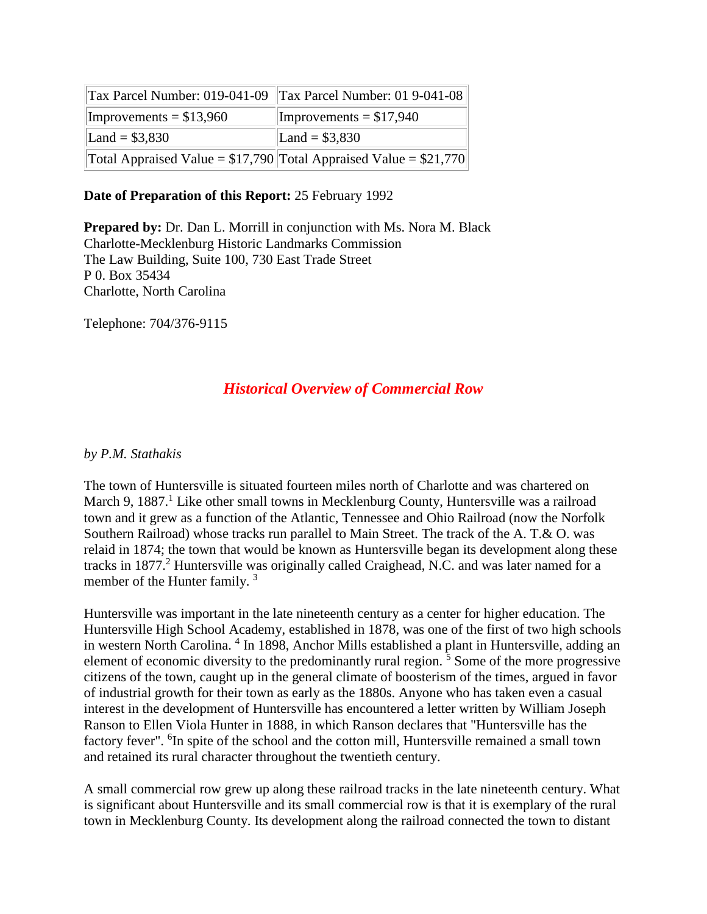| Tax Parcel Number: 019-041-09 | Tax Parcel Number: 01 9-041-08 |
|---|---|
| Improvements = $13,960 | Improvements = $17,940 |
| Land = $3,830 | Land = $3,830 |
| Total Appraised Value = $17,790 | Total Appraised Value = $21,770 |

**Date of Preparation of this Report:** 25 February 1992

**Prepared by:** Dr. Dan L. Morrill in conjunction with Ms. Nora M. Black
Charlotte-Mecklenburg Historic Landmarks Commission
The Law Building, Suite 100, 730 East Trade Street
P 0. Box 35434
Charlotte, North Carolina

Telephone: 704/376-9115

## *Historical Overview of Commercial Row*

*by P.M. Stathakis*

The town of Huntersville is situated fourteen miles north of Charlotte and was chartered on March 9, 1887.[1] Like other small towns in Mecklenburg County, Huntersville was a railroad town and it grew as a function of the Atlantic, Tennessee and Ohio Railroad (now the Norfolk Southern Railroad) whose tracks run parallel to Main Street. The track of the A. T.& O. was relaid in 1874; the town that would be known as Huntersville began its development along these tracks in 1877.[2] Huntersville was originally called Craighead, N.C. and was later named for a member of the Hunter family. [3]

Huntersville was important in the late nineteenth century as a center for higher education. The Huntersville High School Academy, established in 1878, was one of the first of two high schools in western North Carolina. [4] In 1898, Anchor Mills established a plant in Huntersville, adding an element of economic diversity to the predominantly rural region. [5] Some of the more progressive citizens of the town, caught up in the general climate of boosterism of the times, argued in favor of industrial growth for their town as early as the 1880s. Anyone who has taken even a casual interest in the development of Huntersville has encountered a letter written by William Joseph Ranson to Ellen Viola Hunter in 1888, in which Ranson declares that "Huntersville has the factory fever". [6]In spite of the school and the cotton mill, Huntersville remained a small town and retained its rural character throughout the twentieth century.

A small commercial row grew up along these railroad tracks in the late nineteenth century. What is significant about Huntersville and its small commercial row is that it is exemplary of the rural town in Mecklenburg County. Its development along the railroad connected the town to distant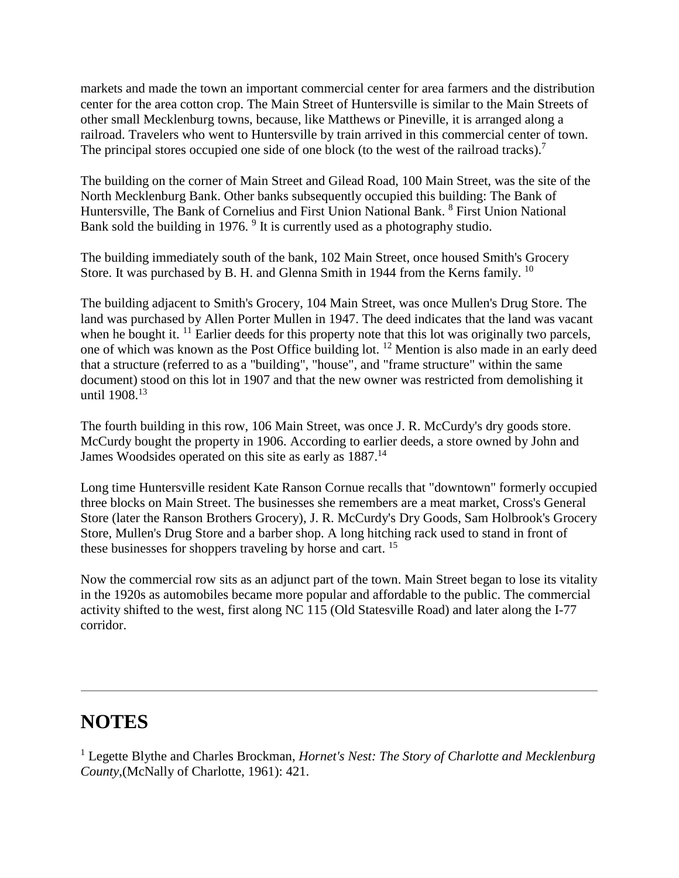markets and made the town an important commercial center for area farmers and the distribution center for the area cotton crop. The Main Street of Huntersville is similar to the Main Streets of other small Mecklenburg towns, because, like Matthews or Pineville, it is arranged along a railroad. Travelers who went to Huntersville by train arrived in this commercial center of town. The principal stores occupied one side of one block (to the west of the railroad tracks).[7]

The building on the corner of Main Street and Gilead Road, 100 Main Street, was the site of the North Mecklenburg Bank. Other banks subsequently occupied this building: The Bank of Huntersville, The Bank of Cornelius and First Union National Bank. [8] First Union National Bank sold the building in 1976. [9] It is currently used as a photography studio.

The building immediately south of the bank, 102 Main Street, once housed Smith's Grocery Store. It was purchased by B. H. and Glenna Smith in 1944 from the Kerns family. [10]

The building adjacent to Smith's Grocery, 104 Main Street, was once Mullen's Drug Store. The land was purchased by Allen Porter Mullen in 1947. The deed indicates that the land was vacant when he bought it. [11] Earlier deeds for this property note that this lot was originally two parcels, one of which was known as the Post Office building lot. [12] Mention is also made in an early deed that a structure (referred to as a "building", "house", and "frame structure" within the same document) stood on this lot in 1907 and that the new owner was restricted from demolishing it until 1908.[13]

The fourth building in this row, 106 Main Street, was once J. R. McCurdy's dry goods store. McCurdy bought the property in 1906. According to earlier deeds, a store owned by John and James Woodsides operated on this site as early as 1887.[14]

Long time Huntersville resident Kate Ranson Cornue recalls that "downtown" formerly occupied three blocks on Main Street. The businesses she remembers are a meat market, Cross's General Store (later the Ranson Brothers Grocery), J. R. McCurdy's Dry Goods, Sam Holbrook's Grocery Store, Mullen's Drug Store and a barber shop. A long hitching rack used to stand in front of these businesses for shoppers traveling by horse and cart. [15]

Now the commercial row sits as an adjunct part of the town. Main Street began to lose its vitality in the 1920s as automobiles became more popular and affordable to the public. The commercial activity shifted to the west, first along NC 115 (Old Statesville Road) and later along the I-77 corridor.

---

# NOTES

[1] Legette Blythe and Charles Brockman, *Hornet's Nest: The Story of Charlotte and Mecklenburg County*,(McNally of Charlotte, 1961): 421.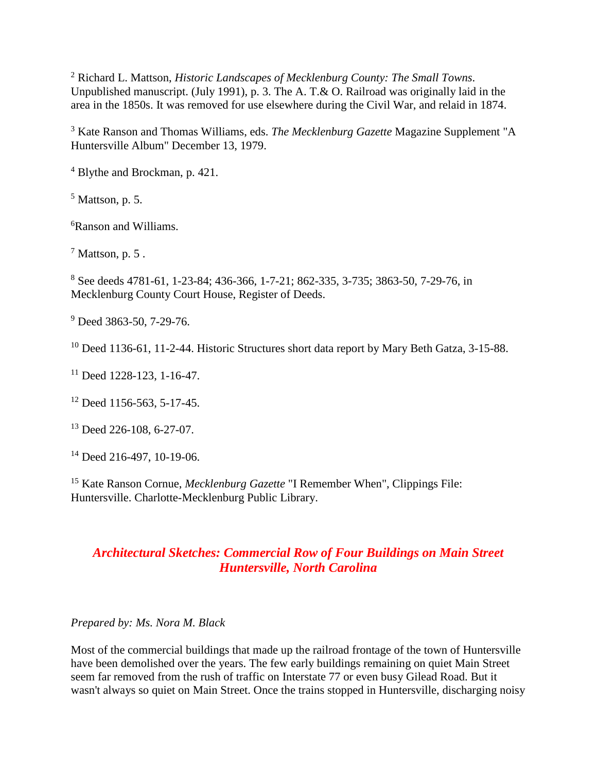[2] Richard L. Mattson, *Historic Landscapes of Mecklenburg County: The Small Towns.* Unpublished manuscript. (July 1991), p. 3. The A. T.& O. Railroad was originally laid in the area in the 1850s. It was removed for use elsewhere during the Civil War, and relaid in 1874.

[3] Kate Ranson and Thomas Williams, eds. *The Mecklenburg Gazette* Magazine Supplement "A Huntersville Album" December 13, 1979.

[4] Blythe and Brockman, p. 421.

[5] Mattson, p. 5.

[6]Ranson and Williams.

[7] Mattson, p. 5 .

[8] See deeds 4781-61, 1-23-84; 436-366, 1-7-21; 862-335, 3-735; 3863-50, 7-29-76, in Mecklenburg County Court House, Register of Deeds.

[9] Deed 3863-50, 7-29-76.

[10] Deed 1136-61, 11-2-44. Historic Structures short data report by Mary Beth Gatza, 3-15-88.

[11] Deed 1228-123, 1-16-47.

[12] Deed 1156-563, 5-17-45.

[13] Deed 226-108, 6-27-07.

[14] Deed 216-497, 10-19-06.

[15] Kate Ranson Cornue, *Mecklenburg Gazette* "I Remember When", Clippings File: Huntersville. Charlotte-Mecklenburg Public Library.

## *Architectural Sketches: Commercial Row of Four Buildings on Main Street Huntersville, North Carolina*

*Prepared by: Ms. Nora M. Black*

Most of the commercial buildings that made up the railroad frontage of the town of Huntersville have been demolished over the years. The few early buildings remaining on quiet Main Street seem far removed from the rush of traffic on Interstate 77 or even busy Gilead Road. But it wasn't always so quiet on Main Street. Once the trains stopped in Huntersville, discharging noisy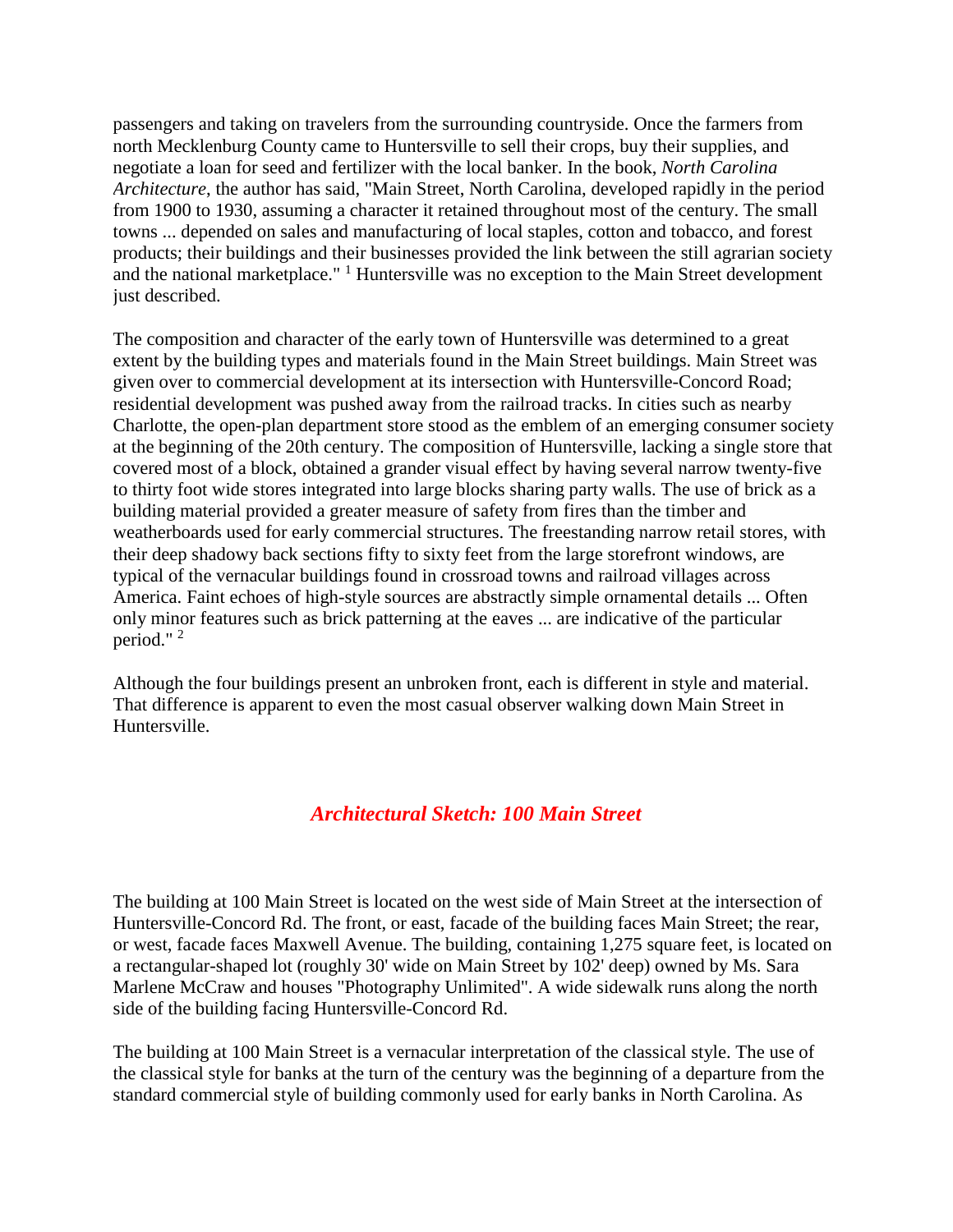passengers and taking on travelers from the surrounding countryside. Once the farmers from north Mecklenburg County came to Huntersville to sell their crops, buy their supplies, and negotiate a loan for seed and fertilizer with the local banker. In the book, *North Carolina Architecture*, the author has said, "Main Street, North Carolina, developed rapidly in the period from 1900 to 1930, assuming a character it retained throughout most of the century. The small towns ... depended on sales and manufacturing of local staples, cotton and tobacco, and forest products; their buildings and their businesses provided the link between the still agrarian society and the national marketplace." [1] Huntersville was no exception to the Main Street development just described.

The composition and character of the early town of Huntersville was determined to a great extent by the building types and materials found in the Main Street buildings. Main Street was given over to commercial development at its intersection with Huntersville-Concord Road; residential development was pushed away from the railroad tracks. In cities such as nearby Charlotte, the open-plan department store stood as the emblem of an emerging consumer society at the beginning of the 20th century. The composition of Huntersville, lacking a single store that covered most of a block, obtained a grander visual effect by having several narrow twenty-five to thirty foot wide stores integrated into large blocks sharing party walls. The use of brick as a building material provided a greater measure of safety from fires than the timber and weatherboards used for early commercial structures. The freestanding narrow retail stores, with their deep shadowy back sections fifty to sixty feet from the large storefront windows, are typical of the vernacular buildings found in crossroad towns and railroad villages across America. Faint echoes of high-style sources are abstractly simple ornamental details ... Often only minor features such as brick patterning at the eaves ... are indicative of the particular period." [2]

Although the four buildings present an unbroken front, each is different in style and material. That difference is apparent to even the most casual observer walking down Main Street in Huntersville.

## *Architectural Sketch: 100 Main Street*

The building at 100 Main Street is located on the west side of Main Street at the intersection of Huntersville-Concord Rd. The front, or east, facade of the building faces Main Street; the rear, or west, facade faces Maxwell Avenue. The building, containing 1,275 square feet, is located on a rectangular-shaped lot (roughly 30' wide on Main Street by 102' deep) owned by Ms. Sara Marlene McCraw and houses "Photography Unlimited". A wide sidewalk runs along the north side of the building facing Huntersville-Concord Rd.

The building at 100 Main Street is a vernacular interpretation of the classical style. The use of the classical style for banks at the turn of the century was the beginning of a departure from the standard commercial style of building commonly used for early banks in North Carolina. As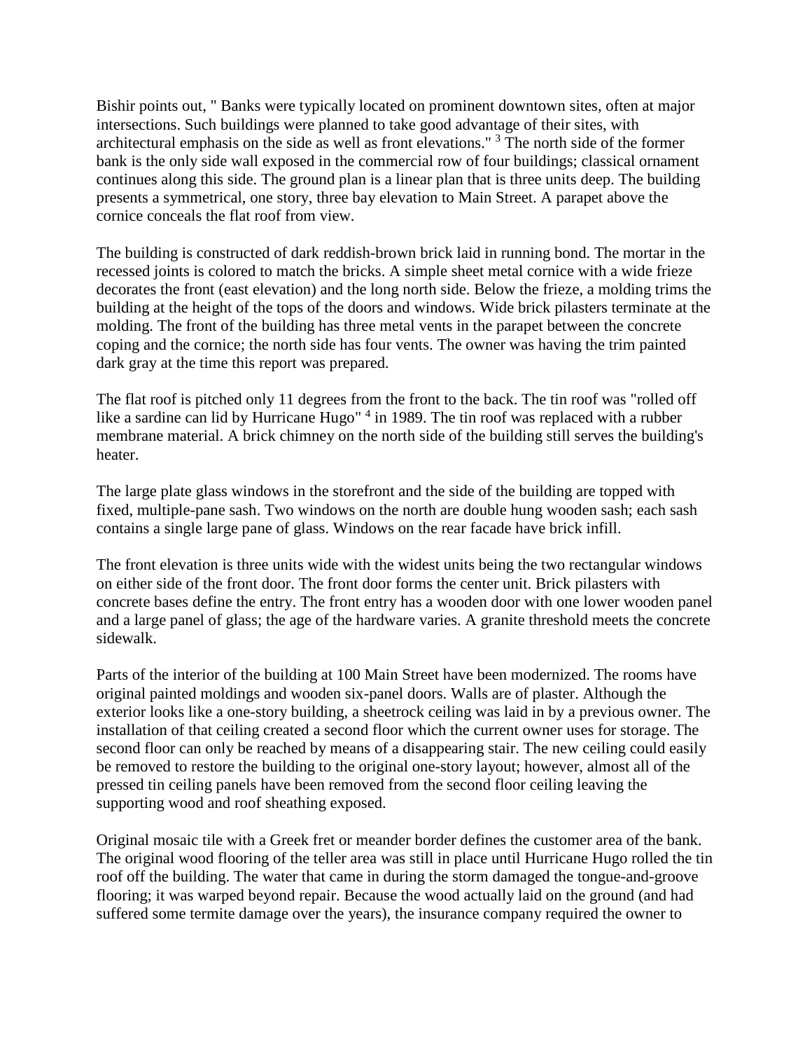Bishir points out, " Banks were typically located on prominent downtown sites, often at major intersections. Such buildings were planned to take good advantage of their sites, with architectural emphasis on the side as well as front elevations." [3] The north side of the former bank is the only side wall exposed in the commercial row of four buildings; classical ornament continues along this side. The ground plan is a linear plan that is three units deep. The building presents a symmetrical, one story, three bay elevation to Main Street. A parapet above the cornice conceals the flat roof from view.

The building is constructed of dark reddish-brown brick laid in running bond. The mortar in the recessed joints is colored to match the bricks. A simple sheet metal cornice with a wide frieze decorates the front (east elevation) and the long north side. Below the frieze, a molding trims the building at the height of the tops of the doors and windows. Wide brick pilasters terminate at the molding. The front of the building has three metal vents in the parapet between the concrete coping and the cornice; the north side has four vents. The owner was having the trim painted dark gray at the time this report was prepared.

The flat roof is pitched only 11 degrees from the front to the back. The tin roof was "rolled off like a sardine can lid by Hurricane Hugo" [4] in 1989. The tin roof was replaced with a rubber membrane material. A brick chimney on the north side of the building still serves the building's heater.

The large plate glass windows in the storefront and the side of the building are topped with fixed, multiple-pane sash. Two windows on the north are double hung wooden sash; each sash contains a single large pane of glass. Windows on the rear facade have brick infill.

The front elevation is three units wide with the widest units being the two rectangular windows on either side of the front door. The front door forms the center unit. Brick pilasters with concrete bases define the entry. The front entry has a wooden door with one lower wooden panel and a large panel of glass; the age of the hardware varies. A granite threshold meets the concrete sidewalk.

Parts of the interior of the building at 100 Main Street have been modernized. The rooms have original painted moldings and wooden six-panel doors. Walls are of plaster. Although the exterior looks like a one-story building, a sheetrock ceiling was laid in by a previous owner. The installation of that ceiling created a second floor which the current owner uses for storage. The second floor can only be reached by means of a disappearing stair. The new ceiling could easily be removed to restore the building to the original one-story layout; however, almost all of the pressed tin ceiling panels have been removed from the second floor ceiling leaving the supporting wood and roof sheathing exposed.

Original mosaic tile with a Greek fret or meander border defines the customer area of the bank. The original wood flooring of the teller area was still in place until Hurricane Hugo rolled the tin roof off the building. The water that came in during the storm damaged the tongue-and-groove flooring; it was warped beyond repair. Because the wood actually laid on the ground (and had suffered some termite damage over the years), the insurance company required the owner to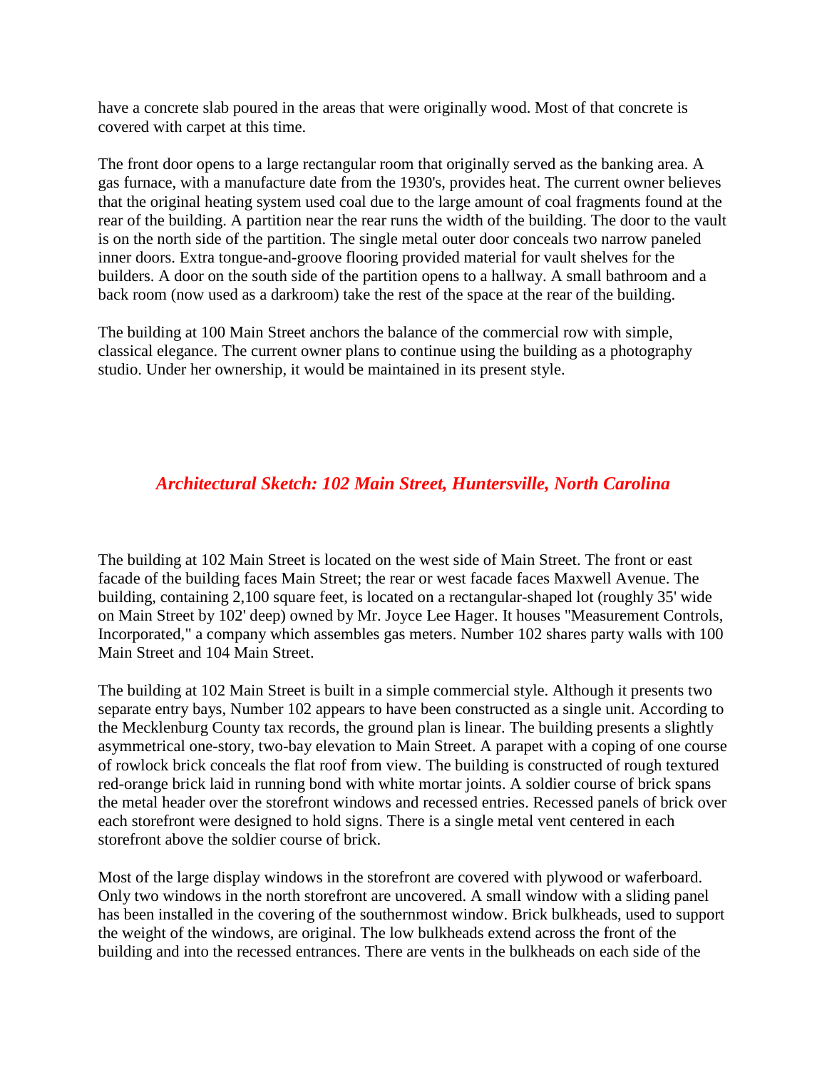have a concrete slab poured in the areas that were originally wood. Most of that concrete is covered with carpet at this time.

The front door opens to a large rectangular room that originally served as the banking area. A gas furnace, with a manufacture date from the 1930's, provides heat. The current owner believes that the original heating system used coal due to the large amount of coal fragments found at the rear of the building. A partition near the rear runs the width of the building. The door to the vault is on the north side of the partition. The single metal outer door conceals two narrow paneled inner doors. Extra tongue-and-groove flooring provided material for vault shelves for the builders. A door on the south side of the partition opens to a hallway. A small bathroom and a back room (now used as a darkroom) take the rest of the space at the rear of the building.

The building at 100 Main Street anchors the balance of the commercial row with simple, classical elegance. The current owner plans to continue using the building as a photography studio. Under her ownership, it would be maintained in its present style.

## *Architectural Sketch: 102 Main Street, Huntersville, North Carolina*

The building at 102 Main Street is located on the west side of Main Street. The front or east facade of the building faces Main Street; the rear or west facade faces Maxwell Avenue. The building, containing 2,100 square feet, is located on a rectangular-shaped lot (roughly 35' wide on Main Street by 102' deep) owned by Mr. Joyce Lee Hager. It houses "Measurement Controls, Incorporated," a company which assembles gas meters. Number 102 shares party walls with 100 Main Street and 104 Main Street.

The building at 102 Main Street is built in a simple commercial style. Although it presents two separate entry bays, Number 102 appears to have been constructed as a single unit. According to the Mecklenburg County tax records, the ground plan is linear. The building presents a slightly asymmetrical one-story, two-bay elevation to Main Street. A parapet with a coping of one course of rowlock brick conceals the flat roof from view. The building is constructed of rough textured red-orange brick laid in running bond with white mortar joints. A soldier course of brick spans the metal header over the storefront windows and recessed entries. Recessed panels of brick over each storefront were designed to hold signs. There is a single metal vent centered in each storefront above the soldier course of brick.

Most of the large display windows in the storefront are covered with plywood or waferboard. Only two windows in the north storefront are uncovered. A small window with a sliding panel has been installed in the covering of the southernmost window. Brick bulkheads, used to support the weight of the windows, are original. The low bulkheads extend across the front of the building and into the recessed entrances. There are vents in the bulkheads on each side of the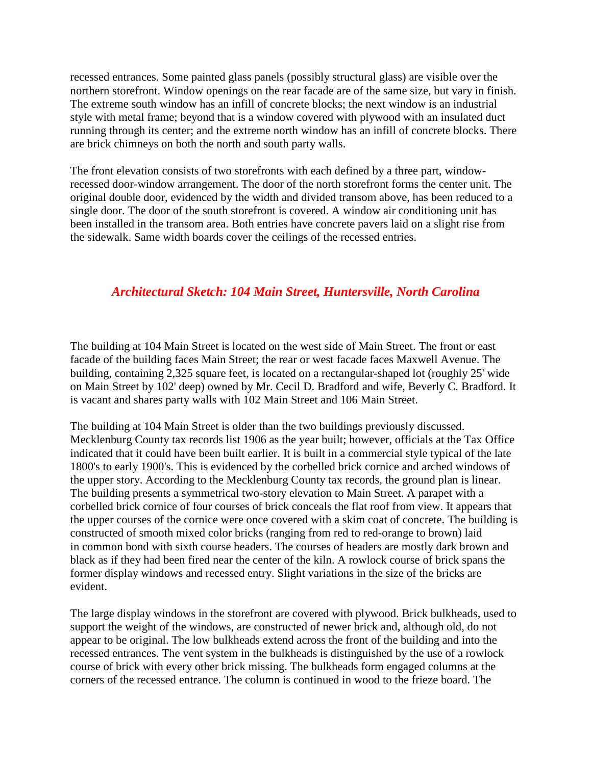recessed entrances. Some painted glass panels (possibly structural glass) are visible over the northern storefront. Window openings on the rear facade are of the same size, but vary in finish. The extreme south window has an infill of concrete blocks; the next window is an industrial style with metal frame; beyond that is a window covered with plywood with an insulated duct running through its center; and the extreme north window has an infill of concrete blocks. There are brick chimneys on both the north and south party walls.

The front elevation consists of two storefronts with each defined by a three part, window-recessed door-window arrangement. The door of the north storefront forms the center unit. The original double door, evidenced by the width and divided transom above, has been reduced to a single door. The door of the south storefront is covered. A window air conditioning unit has been installed in the transom area. Both entries have concrete pavers laid on a slight rise from the sidewalk. Same width boards cover the ceilings of the recessed entries.

## *Architectural Sketch: 104 Main Street, Huntersville, North Carolina*

The building at 104 Main Street is located on the west side of Main Street. The front or east facade of the building faces Main Street; the rear or west facade faces Maxwell Avenue. The building, containing 2,325 square feet, is located on a rectangular-shaped lot (roughly 25' wide on Main Street by 102' deep) owned by Mr. Cecil D. Bradford and wife, Beverly C. Bradford. It is vacant and shares party walls with 102 Main Street and 106 Main Street.

The building at 104 Main Street is older than the two buildings previously discussed. Mecklenburg County tax records list 1906 as the year built; however, officials at the Tax Office indicated that it could have been built earlier. It is built in a commercial style typical of the late 1800's to early 1900's. This is evidenced by the corbelled brick cornice and arched windows of the upper story. According to the Mecklenburg County tax records, the ground plan is linear. The building presents a symmetrical two-story elevation to Main Street. A parapet with a corbelled brick cornice of four courses of brick conceals the flat roof from view. It appears that the upper courses of the cornice were once covered with a skim coat of concrete. The building is constructed of smooth mixed color bricks (ranging from red to red-orange to brown) laid in common bond with sixth course headers. The courses of headers are mostly dark brown and black as if they had been fired near the center of the kiln. A rowlock course of brick spans the former display windows and recessed entry. Slight variations in the size of the bricks are evident.

The large display windows in the storefront are covered with plywood. Brick bulkheads, used to support the weight of the windows, are constructed of newer brick and, although old, do not appear to be original. The low bulkheads extend across the front of the building and into the recessed entrances. The vent system in the bulkheads is distinguished by the use of a rowlock course of brick with every other brick missing. The bulkheads form engaged columns at the corners of the recessed entrance. The column is continued in wood to the frieze board. The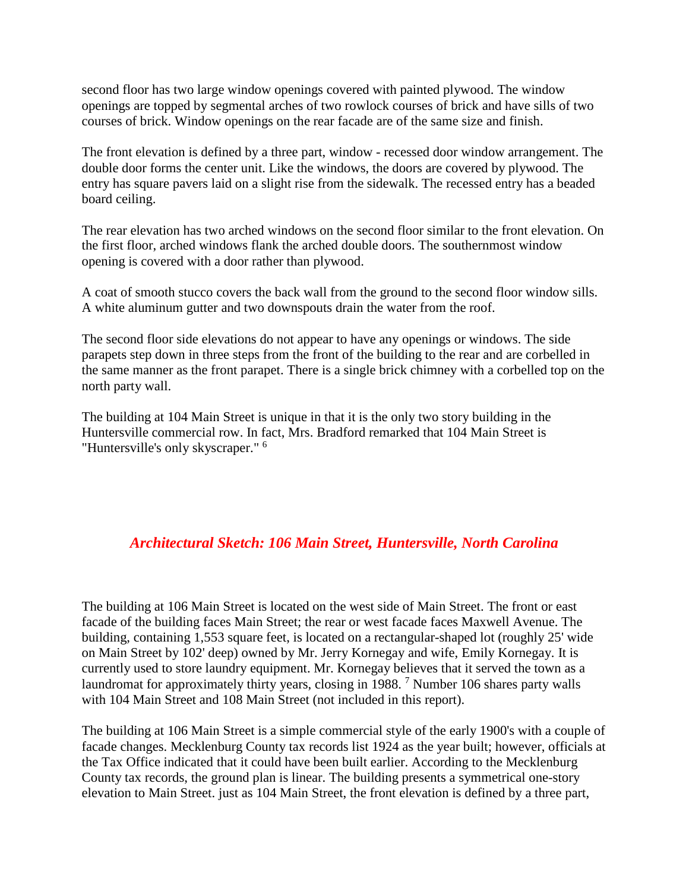second floor has two large window openings covered with painted plywood. The window openings are topped by segmental arches of two rowlock courses of brick and have sills of two courses of brick. Window openings on the rear facade are of the same size and finish.

The front elevation is defined by a three part, window - recessed door window arrangement. The double door forms the center unit. Like the windows, the doors are covered by plywood. The entry has square pavers laid on a slight rise from the sidewalk. The recessed entry has a beaded board ceiling.

The rear elevation has two arched windows on the second floor similar to the front elevation. On the first floor, arched windows flank the arched double doors. The southernmost window opening is covered with a door rather than plywood.

A coat of smooth stucco covers the back wall from the ground to the second floor window sills. A white aluminum gutter and two downspouts drain the water from the roof.

The second floor side elevations do not appear to have any openings or windows. The side parapets step down in three steps from the front of the building to the rear and are corbelled in the same manner as the front parapet. There is a single brick chimney with a corbelled top on the north party wall.

The building at 104 Main Street is unique in that it is the only two story building in the Huntersville commercial row. In fact, Mrs. Bradford remarked that 104 Main Street is "Huntersville's only skyscraper." [6]

## *Architectural Sketch: 106 Main Street, Huntersville, North Carolina*

The building at 106 Main Street is located on the west side of Main Street. The front or east facade of the building faces Main Street; the rear or west facade faces Maxwell Avenue. The building, containing 1,553 square feet, is located on a rectangular-shaped lot (roughly 25' wide on Main Street by 102' deep) owned by Mr. Jerry Kornegay and wife, Emily Kornegay. It is currently used to store laundry equipment. Mr. Kornegay believes that it served the town as a laundromat for approximately thirty years, closing in 1988. [7] Number 106 shares party walls with 104 Main Street and 108 Main Street (not included in this report).

The building at 106 Main Street is a simple commercial style of the early 1900's with a couple of facade changes. Mecklenburg County tax records list 1924 as the year built; however, officials at the Tax Office indicated that it could have been built earlier. According to the Mecklenburg County tax records, the ground plan is linear. The building presents a symmetrical one-story elevation to Main Street. just as 104 Main Street, the front elevation is defined by a three part,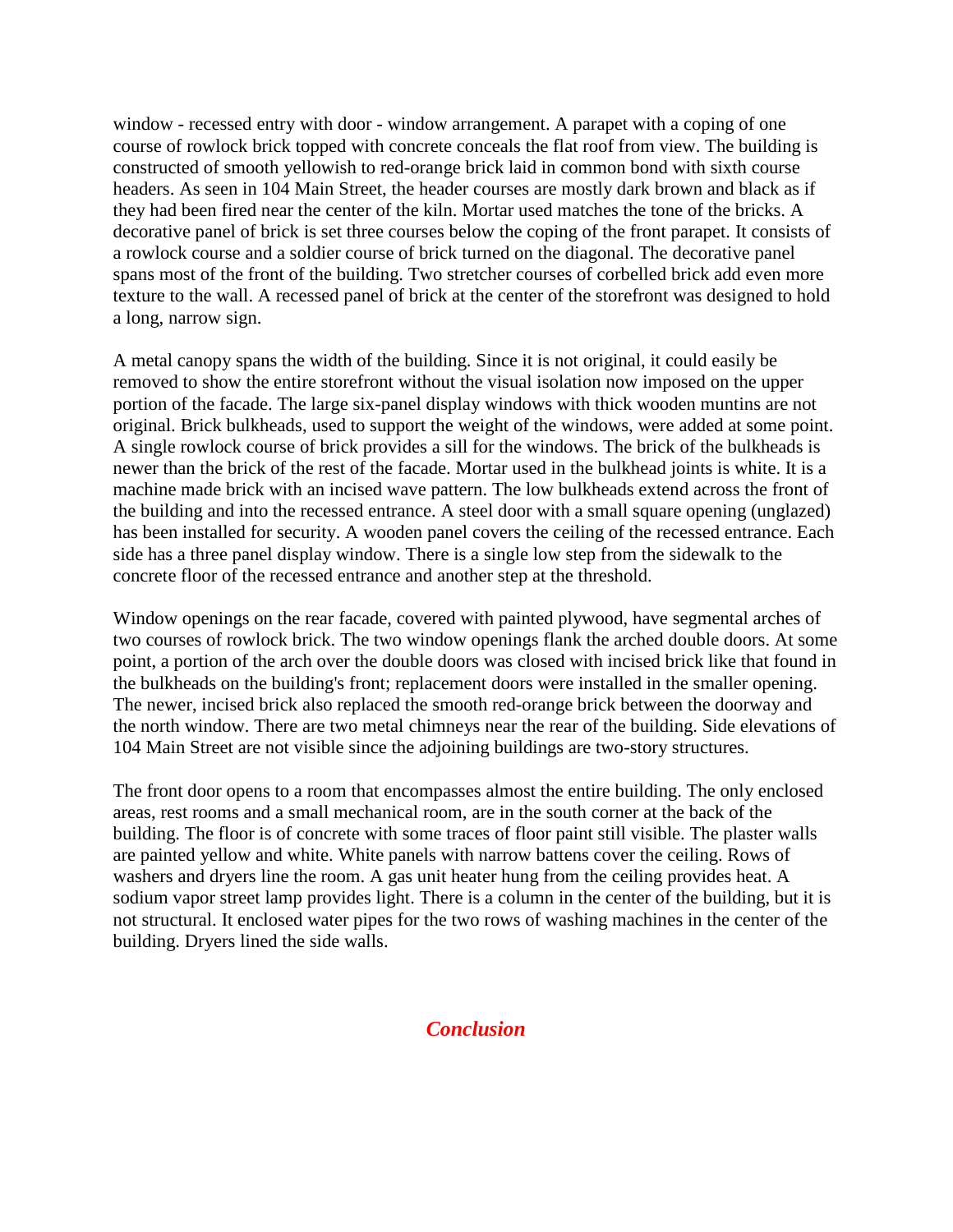window - recessed entry with door - window arrangement. A parapet with a coping of one course of rowlock brick topped with concrete conceals the flat roof from view. The building is constructed of smooth yellowish to red-orange brick laid in common bond with sixth course headers. As seen in 104 Main Street, the header courses are mostly dark brown and black as if they had been fired near the center of the kiln. Mortar used matches the tone of the bricks. A decorative panel of brick is set three courses below the coping of the front parapet. It consists of a rowlock course and a soldier course of brick turned on the diagonal. The decorative panel spans most of the front of the building. Two stretcher courses of corbelled brick add even more texture to the wall. A recessed panel of brick at the center of the storefront was designed to hold a long, narrow sign.

A metal canopy spans the width of the building. Since it is not original, it could easily be removed to show the entire storefront without the visual isolation now imposed on the upper portion of the facade. The large six-panel display windows with thick wooden muntins are not original. Brick bulkheads, used to support the weight of the windows, were added at some point. A single rowlock course of brick provides a sill for the windows. The brick of the bulkheads is newer than the brick of the rest of the facade. Mortar used in the bulkhead joints is white. It is a machine made brick with an incised wave pattern. The low bulkheads extend across the front of the building and into the recessed entrance. A steel door with a small square opening (unglazed) has been installed for security. A wooden panel covers the ceiling of the recessed entrance. Each side has a three panel display window. There is a single low step from the sidewalk to the concrete floor of the recessed entrance and another step at the threshold.

Window openings on the rear facade, covered with painted plywood, have segmental arches of two courses of rowlock brick. The two window openings flank the arched double doors. At some point, a portion of the arch over the double doors was closed with incised brick like that found in the bulkheads on the building's front; replacement doors were installed in the smaller opening. The newer, incised brick also replaced the smooth red-orange brick between the doorway and the north window. There are two metal chimneys near the rear of the building. Side elevations of 104 Main Street are not visible since the adjoining buildings are two-story structures.

The front door opens to a room that encompasses almost the entire building. The only enclosed areas, rest rooms and a small mechanical room, are in the south corner at the back of the building. The floor is of concrete with some traces of floor paint still visible. The plaster walls are painted yellow and white. White panels with narrow battens cover the ceiling. Rows of washers and dryers line the room. A gas unit heater hung from the ceiling provides heat. A sodium vapor street lamp provides light. There is a column in the center of the building, but it is not structural. It enclosed water pipes for the two rows of washing machines in the center of the building. Dryers lined the side walls.

## *Conclusion*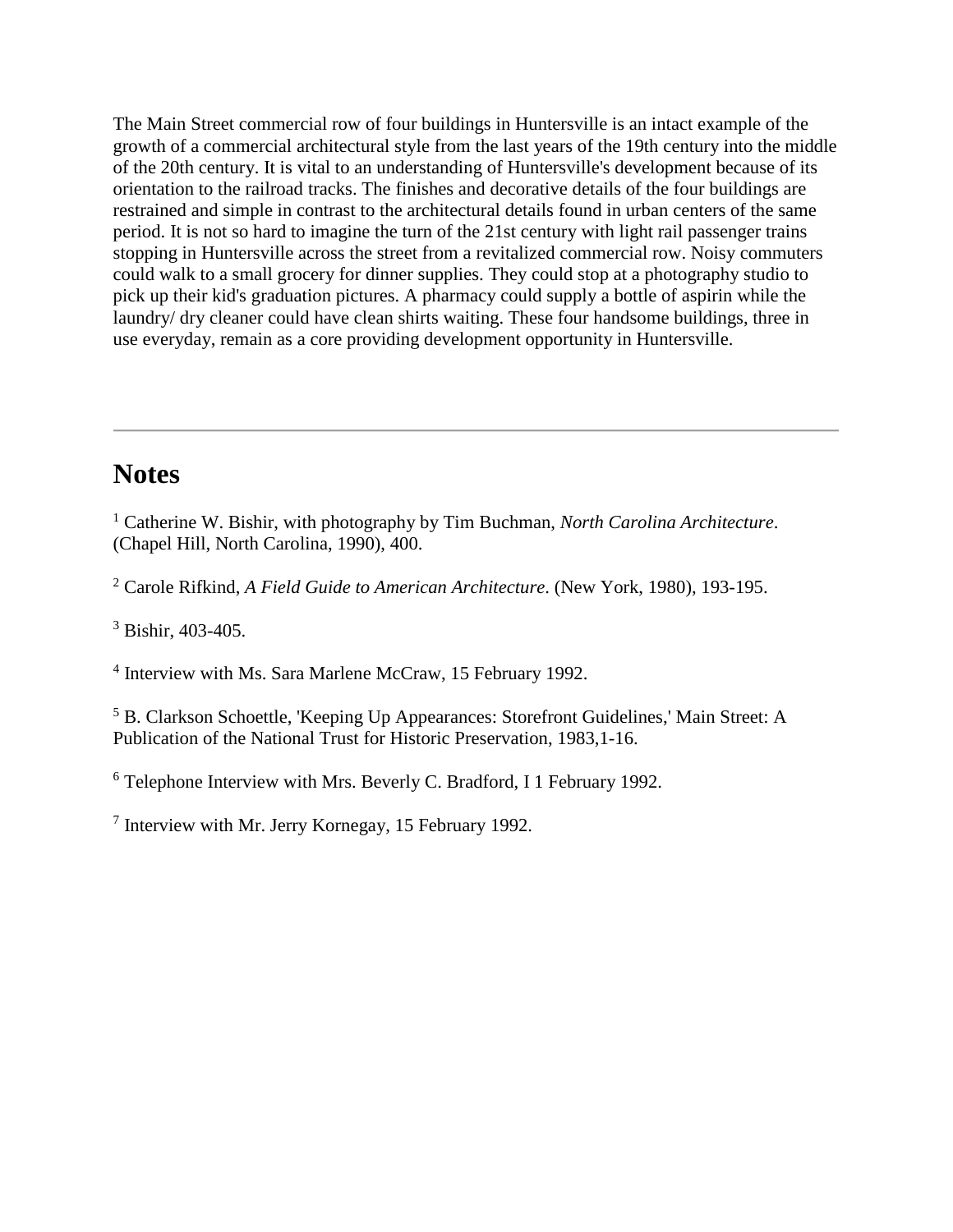The Main Street commercial row of four buildings in Huntersville is an intact example of the growth of a commercial architectural style from the last years of the 19th century into the middle of the 20th century. It is vital to an understanding of Huntersville's development because of its orientation to the railroad tracks. The finishes and decorative details of the four buildings are restrained and simple in contrast to the architectural details found in urban centers of the same period. It is not so hard to imagine the turn of the 21st century with light rail passenger trains stopping in Huntersville across the street from a revitalized commercial row. Noisy commuters could walk to a small grocery for dinner supplies. They could stop at a photography studio to pick up their kid's graduation pictures. A pharmacy could supply a bottle of aspirin while the laundry/ dry cleaner could have clean shirts waiting. These four handsome buildings, three in use everyday, remain as a core providing development opportunity in Huntersville.

---

## Notes

[1] Catherine W. Bishir, with photography by Tim Buchman, *North Carolina Architecture*. (Chapel Hill, North Carolina, 1990), 400.

[2] Carole Rifkind, *A Field Guide to American Architecture*. (New York, 1980), 193-195.

[3] Bishir, 403-405.

[4] Interview with Ms. Sara Marlene McCraw, 15 February 1992.

[5] B. Clarkson Schoettle, 'Keeping Up Appearances: Storefront Guidelines,' Main Street: A Publication of the National Trust for Historic Preservation, 1983,1-16.

[6] Telephone Interview with Mrs. Beverly C. Bradford, I 1 February 1992.

[7] Interview with Mr. Jerry Kornegay, 15 February 1992.